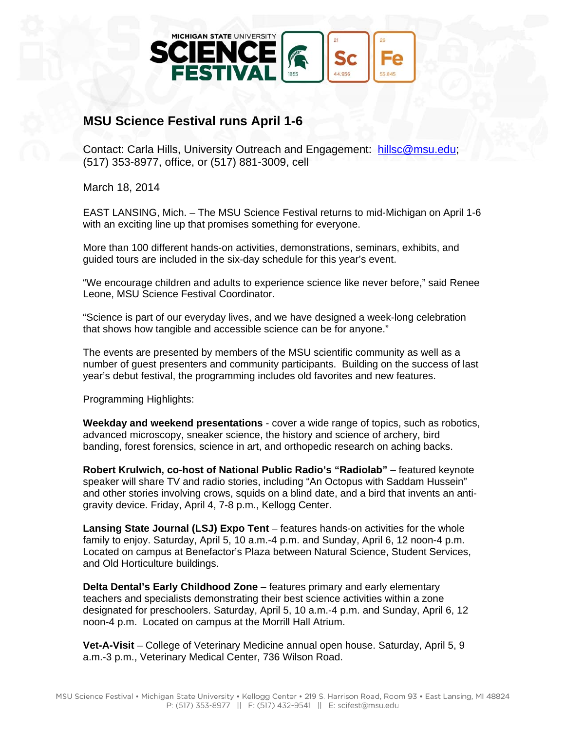# MSU Science Festival runs April 1-6

Contact: Carla Hills, University Outreach and Engagement: hillsc@msu.edu; (517) 353-8977, office, or (517) 881-3009, cell

March 18, 2014

EAST LANSING, Mich. – The MSU Science Festival returns to mid-Michigan on April 1-6 with an exciting line up that promises something for everyone.

More than 100 different hands-on activities, demonstrations, seminars, exhibits, and guided tours are included in the six-day schedule for this year's event.

"We encourage children and adults to experience science like never before," said Renee Leone, MSU Science Festival Coordinator.

"Science is part of our everyday lives, and we have designed a week-long celebration that shows how tangible and accessible science can be for anyone."

The events are presented by members of the MSU scientific community as well as a number of guest presenters and community participants. Building on the success of last year's debut festival, the programming includes old favorites and new features.

Programming Highlights:

**Weekday and weekend presentations** - cover a wide range of topics, such as robotics, advanced microscopy, sneaker science, the history and science of archery, bird banding, forest forensics, science in art, and orthopedic research on aching backs.

**Robert Krulwich, co-host of National Public Radio's "Radiolab"** – featured keynote speaker will share TV and radio stories, including "An Octopus with Saddam Hussein" and other stories involving crows, squids on a blind date, and a bird that invents an anti-gravity device. Friday, April 4, 7-8 p.m., Kellogg Center.

**Lansing State Journal (LSJ) Expo Tent** – features hands-on activities for the whole family to enjoy. Saturday, April 5, 10 a.m.-4 p.m. and Sunday, April 6, 12 noon-4 p.m. Located on campus at Benefactor's Plaza between Natural Science, Student Services, and Old Horticulture buildings.

**Delta Dental's Early Childhood Zone** – features primary and early elementary teachers and specialists demonstrating their best science activities within a zone designated for preschoolers. Saturday, April 5, 10 a.m.-4 p.m. and Sunday, April 6, 12 noon-4 p.m. Located on campus at the Morrill Hall Atrium.

**Vet-A-Visit** – College of Veterinary Medicine annual open house. Saturday, April 5, 9 a.m.-3 p.m., Veterinary Medical Center, 736 Wilson Road.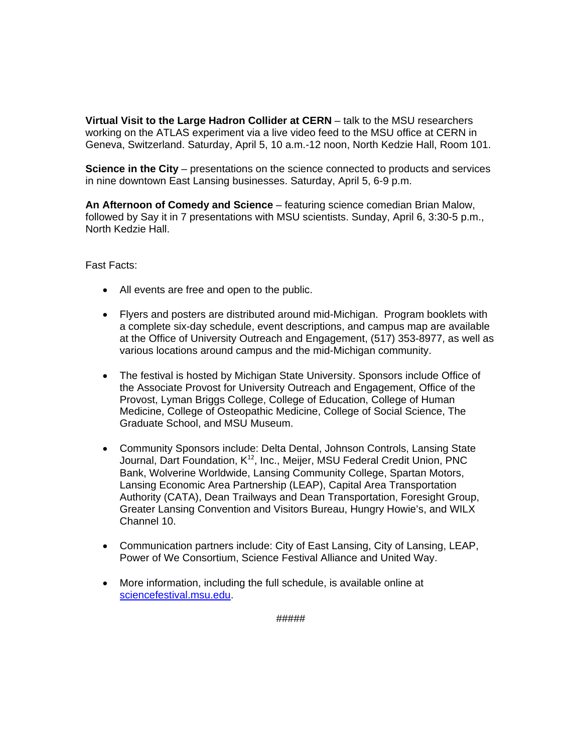**Virtual Visit to the Large Hadron Collider at CERN** – talk to the MSU researchers working on the ATLAS experiment via a live video feed to the MSU office at CERN in Geneva, Switzerland. Saturday, April 5, 10 a.m.-12 noon, North Kedzie Hall, Room 101.

**Science in the City** – presentations on the science connected to products and services in nine downtown East Lansing businesses. Saturday, April 5, 6-9 p.m.

**An Afternoon of Comedy and Science** – featuring science comedian Brian Malow, followed by Say it in 7 presentations with MSU scientists. Sunday, April 6, 3:30-5 p.m., North Kedzie Hall.

Fast Facts:

- All events are free and open to the public.
- Flyers and posters are distributed around mid-Michigan. Program booklets with a complete six-day schedule, event descriptions, and campus map are available at the Office of University Outreach and Engagement, (517) 353-8977, as well as various locations around campus and the mid-Michigan community.
- The festival is hosted by Michigan State University. Sponsors include Office of the Associate Provost for University Outreach and Engagement, Office of the Provost, Lyman Briggs College, College of Education, College of Human Medicine, College of Osteopathic Medicine, College of Social Science, The Graduate School, and MSU Museum.
- Community Sponsors include: Delta Dental, Johnson Controls, Lansing State Journal, Dart Foundation, $K^{12}$, Inc., Meijer, MSU Federal Credit Union, PNC Bank, Wolverine Worldwide, Lansing Community College, Spartan Motors, Lansing Economic Area Partnership (LEAP), Capital Area Transportation Authority (CATA), Dean Trailways and Dean Transportation, Foresight Group, Greater Lansing Convention and Visitors Bureau, Hungry Howie's, and WILX Channel 10.
- Communication partners include: City of East Lansing, City of Lansing, LEAP, Power of We Consortium, Science Festival Alliance and United Way.
- More information, including the full schedule, is available online at sciencefestival.msu.edu.

#####